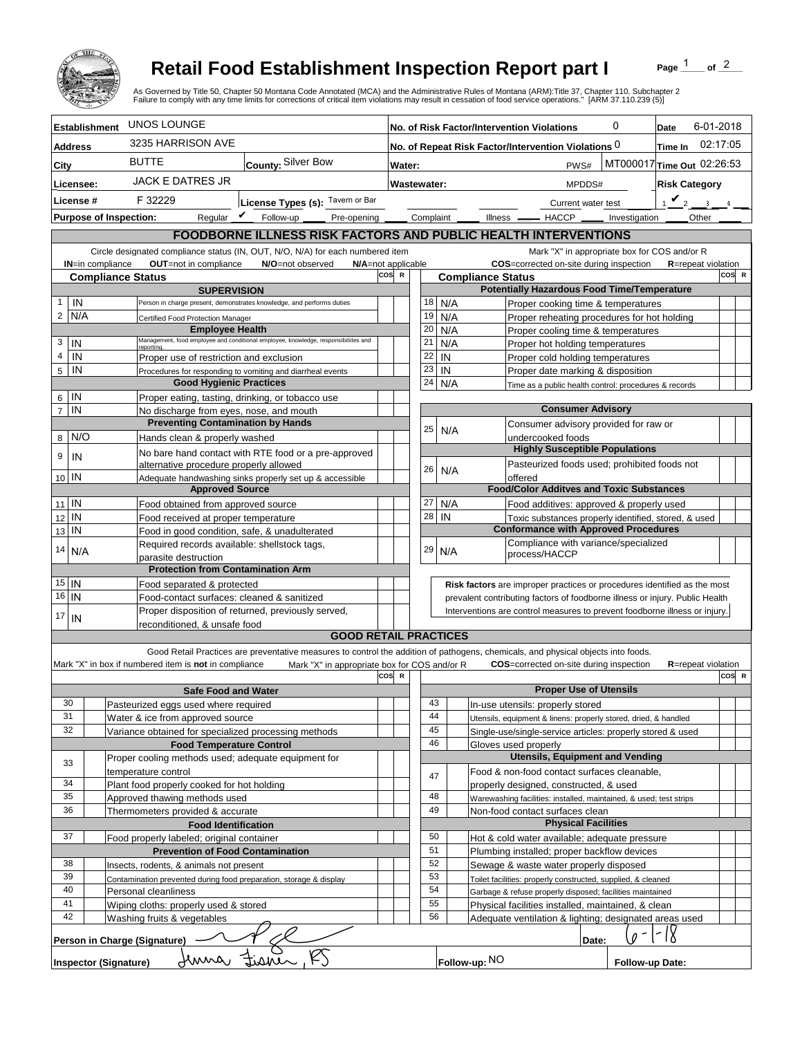# Retail Food Establishment Inspection Report part I

As Governed by Title 50, Chapter 50 Montana Code Annotated (MCA) and the Administrative Rules of Montana (ARM):Title 37, Chapter 110, Subchapter 2
Failure to comply with any time limits for corrections of critical item violations may result in cessation of food service operations." [ARM 37.110.239 (5)]

| | | | |
|---|---|---|---|
| **Establishment** UNOS LOUNGE | | **No. of Risk Factor/Intervention Violations** 0 | **Date** 6-01-2018 |
| **Address** 3235 HARRISON AVE | | **No. of Repeat Risk Factor/Intervention Violations** 0 | **Time In** 02:17:05 |
| **City** BUTTE | **County:** Silver Bow | **Water:** PWS# MT000017 | **Time Out** 02:26:53 |
| **Licensee:** JACK E DATRES JR | | **Wastewater:** MPDDS# | **Risk Category** |
| **License #** F 32229 | **License Types (s):** Tavern or Bar | Current water test | 1 ✔ 2 3 4 |
| **Purpose of Inspection:** Regular ✔ Follow-up ___ Pre-opening ___ Complaint ___ Illness ___ HACCP ___ Investigation ___ Other ___ | | | |

## FOODBORNE ILLNESS RISK FACTORS AND PUBLIC HEALTH INTERVENTIONS

Circle designated compliance status (IN, OUT, N/O, N/A) for each numbered item — **IN**=in compliance **OUT**=not in compliance **N/O**=not observed **N/A**=not applicable

Mark "X" in appropriate box for COS and/or R — **COS**=corrected on-site during inspection **R**=repeat violation

| # | Compliance Status | Item | COS | R |
|---|---|---|---|---|
| | | **SUPERVISION** | | |
| 1 | IN | Person in charge present, demonstrates knowledge, and performs duties | | |
| 2 | N/A | Certified Food Protection Manager | | |
| | | **Employee Health** | | |
| 3 | IN | Management, food employee and conditional employee, knowledge, responsibiliites and reporting. | | |
| 4 | IN | Proper use of restriction and exclusion | | |
| 5 | IN | Procedures for responding to vomiting and diarrheal events | | |
| | | **Good Hygienic Practices** | | |
| 6 | IN | Proper eating, tasting, drinking, or tobacco use | | |
| 7 | IN | No discharge from eyes, nose, and mouth | | |
| | | **Preventing Contamination by Hands** | | |
| 8 | N/O | Hands clean & properly washed | | |
| 9 | IN | No bare hand contact with RTE food or a pre-approved alternative procedure properly allowed | | |
| 10 | IN | Adequate handwashing sinks properly set up & accessible | | |
| | | **Approved Source** | | |
| 11 | IN | Food obtained from approved source | | |
| 12 | IN | Food received at proper temperature | | |
| 13 | IN | Food in good condition, safe, & unadulterated | | |
| 14 | N/A | Required records available: shellstock tags, parasite destruction | | |
| | | **Protection from Contamination Arm** | | |
| 15 | IN | Food separated & protected | | |
| 16 | IN | Food-contact surfaces: cleaned & sanitized | | |
| 17 | IN | Proper disposition of returned, previously served, reconditioned, & unsafe food | | |
| | | **Potentially Hazardous Food Time/Temperature** | | |
| 18 | N/A | Proper cooking time & temperatures | | |
| 19 | N/A | Proper reheating procedures for hot holding | | |
| 20 | N/A | Proper cooling time & temperatures | | |
| 21 | N/A | Proper hot holding temperatures | | |
| 22 | IN | Proper cold holding temperatures | | |
| 23 | IN | Proper date marking & disposition | | |
| 24 | N/A | Time as a public health control: procedures & records | | |
| | | **Consumer Advisory** | | |
| 25 | N/A | Consumer advisory provided for raw or undercooked foods | | |
| | | **Highly Susceptible Populations** | | |
| 26 | N/A | Pasteurized foods used; prohibited foods not offered | | |
| | | **Food/Color Additves and Toxic Substances** | | |
| 27 | N/A | Food additives: approved & properly used | | |
| 28 | IN | Toxic substances properly identified, stored, & used | | |
| | | **Conformance with Approved Procedures** | | |
| 29 | N/A | Compliance with variance/specialized process/HACCP | | |

**Risk factors** are improper practices or procedures identified as the most prevalent contributing factors of foodborne illness or injury. Public Health Interventions are control measures to prevent foodborne illness or injury.

## GOOD RETAIL PRACTICES

Good Retail Practices are preventative measures to control the addition of pathogens, chemicals, and physical objects into foods.

Mark "X" in box if numbered item is **not** in compliance — Mark "X" in appropriate box for COS and/or R — **COS**=corrected on-site during inspection **R**=repeat violation

| # | X | Item | COS | R |
|---|---|---|---|---|
| | | **Safe Food and Water** | | |
| 30 | | Pasteurized eggs used where required | | |
| 31 | | Water & ice from approved source | | |
| 32 | | Variance obtained for specialized processing methods | | |
| | | **Food Temperature Control** | | |
| 33 | | Proper cooling methods used; adequate equipment for temperature control | | |
| 34 | | Plant food properly cooked for hot holding | | |
| 35 | | Approved thawing methods used | | |
| 36 | | Thermometers provided & accurate | | |
| | | **Food Identification** | | |
| 37 | | Food properly labeled; original container | | |
| | | **Prevention of Food Contamination** | | |
| 38 | | Insects, rodents, & animals not present | | |
| 39 | | Contamination prevented during food preparation, storage & display | | |
| 40 | | Personal cleanliness | | |
| 41 | | Wiping cloths: properly used & stored | | |
| 42 | | Washing fruits & vegetables | | |
| | | **Proper Use of Utensils** | | |
| 43 | | In-use utensils: properly stored | | |
| 44 | | Utensils, equipment & linens: properly stored, dried, & handled | | |
| 45 | | Single-use/single-service articles: properly stored & used | | |
| 46 | | Gloves used properly | | |
| | | **Utensils, Equipment and Vending** | | |
| 47 | | Food & non-food contact surfaces cleanable, properly designed, constructed, & used | | |
| 48 | | Warewashing facilities: installed, maintained, & used; test strips | | |
| 49 | | Non-food contact surfaces clean | | |
| | | **Physical Facilities** | | |
| 50 | | Hot & cold water available; adequate pressure | | |
| 51 | | Plumbing installed; proper backflow devices | | |
| 52 | | Sewage & waste water properly disposed | | |
| 53 | | Toilet facilities: properly constructed, supplied, & cleaned | | |
| 54 | | Garbage & refuse properly disposed; facilities maintained | | |
| 55 | | Physical facilities installed, maintained, & clean | | |
| 56 | | Adequate ventilation & lighting; designated areas used | | |

**Person in Charge (Signature)** [signature] **Date:** 6-1-18

**Inspector (Signature)** Anna Fisher, RS **Follow-up:** NO **Follow-up Date:**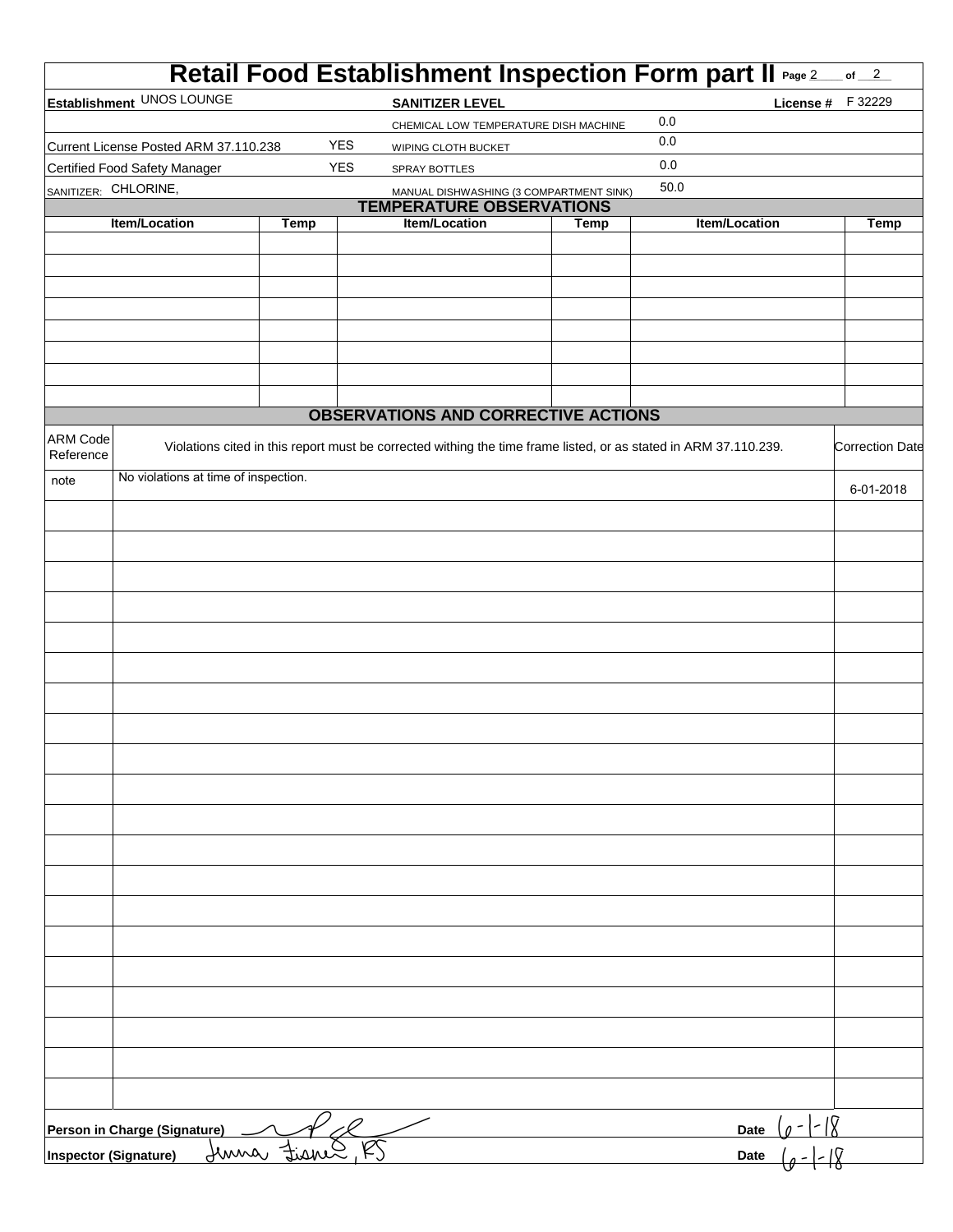# Retail Food Establishment Inspection Form part II

| | | | |
|---|---|---|---|
| **Establishment** UNOS LOUNGE | | **SANITIZER LEVEL** | **License #** F 32229 |
| | | CHEMICAL LOW TEMPERATURE DISH MACHINE | 0.0 |
| Current License Posted ARM 37.110.238 | YES | WIPING CLOTH BUCKET | 0.0 |
| Certified Food Safety Manager | YES | SPRAY BOTTLES | 0.0 |
| SANITIZER: CHLORINE, | | MANUAL DISHWASHING (3 COMPARTMENT SINK) | 50.0 |

## TEMPERATURE OBSERVATIONS

| Item/Location | Temp | Item/Location | Temp | Item/Location | Temp |
|---|---|---|---|---|---|
| | | | | | |

## OBSERVATIONS AND CORRECTIVE ACTIONS

| ARM Code Reference | Violations cited in this report must be corrected withing the time frame listed, or as stated in ARM 37.110.239. | Correction Date |
|---|---|---|
| note | No violations at time of inspection. | 6-01-2018 |

**Person in Charge (Signature)** [signature] **Date** 6-1-18

**Inspector (Signature)** Jenna Fisher, RS **Date** 6-1-18